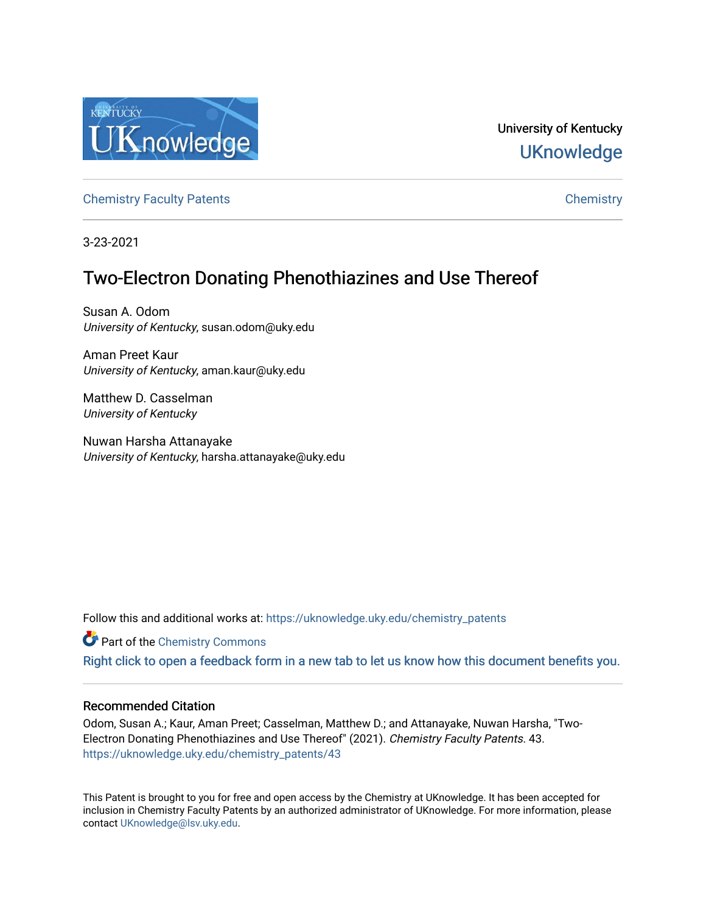University of Kentucky
UKnowledge

Chemistry Faculty Patents | Chemistry

3-23-2021

# Two-Electron Donating Phenothiazines and Use Thereof

Susan A. Odom
*University of Kentucky*, susan.odom@uky.edu

Aman Preet Kaur
*University of Kentucky*, aman.kaur@uky.edu

Matthew D. Casselman
*University of Kentucky*

Nuwan Harsha Attanayake
*University of Kentucky*, harsha.attanayake@uky.edu

Follow this and additional works at: https://uknowledge.uky.edu/chemistry_patents

Part of the Chemistry Commons

Right click to open a feedback form in a new tab to let us know how this document benefits you.

## Recommended Citation

Odom, Susan A.; Kaur, Aman Preet; Casselman, Matthew D.; and Attanayake, Nuwan Harsha, "Two-Electron Donating Phenothiazines and Use Thereof" (2021). *Chemistry Faculty Patents*. 43.
https://uknowledge.uky.edu/chemistry_patents/43

This Patent is brought to you for free and open access by the Chemistry at UKnowledge. It has been accepted for inclusion in Chemistry Faculty Patents by an authorized administrator of UKnowledge. For more information, please contact UKnowledge@lsv.uky.edu.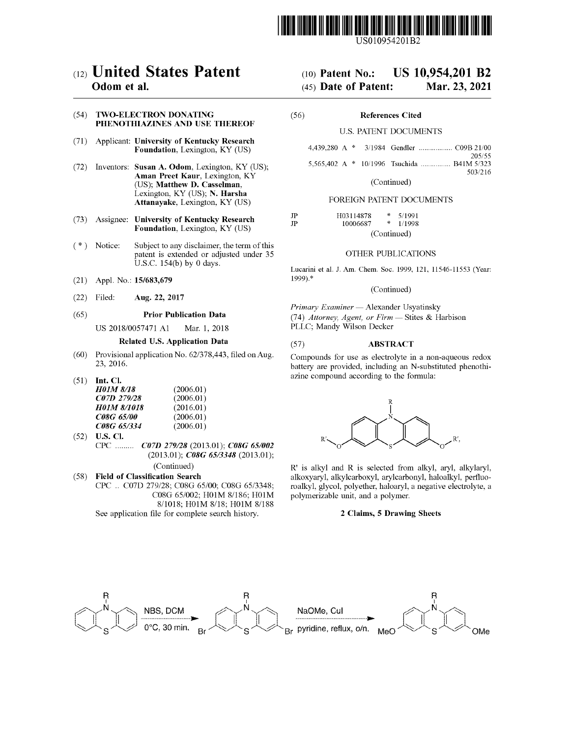# (12) United States Patent
**Odom et al.**

(10) **Patent No.: US 10,954,201 B2**

(45) **Date of Patent: Mar. 23, 2021**

(54) **TWO-ELECTRON DONATING PHENOTHIAZINES AND USE THEREOF**

(71) Applicant: **University of Kentucky Research Foundation**, Lexington, KY (US)

(72) Inventors: **Susan A. Odom**, Lexington, KY (US); **Aman Preet Kaur**, Lexington, KY (US); **Matthew D. Casselman**, Lexington, KY (US); **N. Harsha Attanayake**, Lexington, KY (US)

(73) Assignee: **University of Kentucky Research Foundation**, Lexington, KY (US)

( * ) Notice: Subject to any disclaimer, the term of this patent is extended or adjusted under 35 U.S.C. 154(b) by 0 days.

(21) Appl. No.: **15/683,679**

(22) Filed: **Aug. 22, 2017**

(65) **Prior Publication Data**

US 2018/0057471 A1 Mar. 1, 2018

**Related U.S. Application Data**

(60) Provisional application No. 62/378,443, filed on Aug. 23, 2016.

(51) **Int. Cl.**

| | |
|---|---|
| ***H01M 8/18*** | (2006.01) |
| ***C07D 279/28*** | (2006.01) |
| ***H01M 8/1018*** | (2016.01) |
| ***C08G 65/00*** | (2006.01) |
| ***C08G 65/334*** | (2006.01) |

(52) **U.S. Cl.**

CPC ......... ***C07D 279/28*** (2013.01); ***C08G 65/002*** (2013.01); ***C08G 65/3348*** (2013.01);

(Continued)

(58) **Field of Classification Search**

CPC .. C07D 279/28; C08G 65/00; C08G 65/3348; C08G 65/002; H01M 8/186; H01M 8/1018; H01M 8/18; H01M 8/188

See application file for complete search history.

(56) **References Cited**

U.S. PATENT DOCUMENTS

4,439,280 A * 3/1984 Gendler .................. C09B 21/00 205/55

5,565,402 A * 10/1996 Tsuchida ................ B41M 5/323 503/216

(Continued)

FOREIGN PATENT DOCUMENTS

JP H03114878 * 5/1991

JP 10006687 * 1/1998

(Continued)

OTHER PUBLICATIONS

Lucarini et al. J. Am. Chem. Soc. 1999, 121, 11546-11553 (Year: 1999).*

(Continued)

*Primary Examiner* — Alexander Usyatinsky

(74) *Attorney, Agent, or Firm* — Stites & Harbison PLLC; Mandy Wilson Decker

(57) **ABSTRACT**

Compounds for use as electrolyte in a non-aqueous redox battery are provided, including an N-substituted phenothiazine compound according to the formula:

R' is alkyl and R is selected from alkyl, aryl, alkylaryl, alkoxyaryl, alkylcarboxyl, arylcarbonyl, haloalkyl, perfluoroalkyl, glycol, polyether, haloaryl, a negative electrolyte, a polymerizable unit, and a polymer.

**2 Claims, 5 Drawing Sheets**

NBS, DCM, 0°C, 30 min. → NaOMe, CuI, pyridine, reflux, o/n.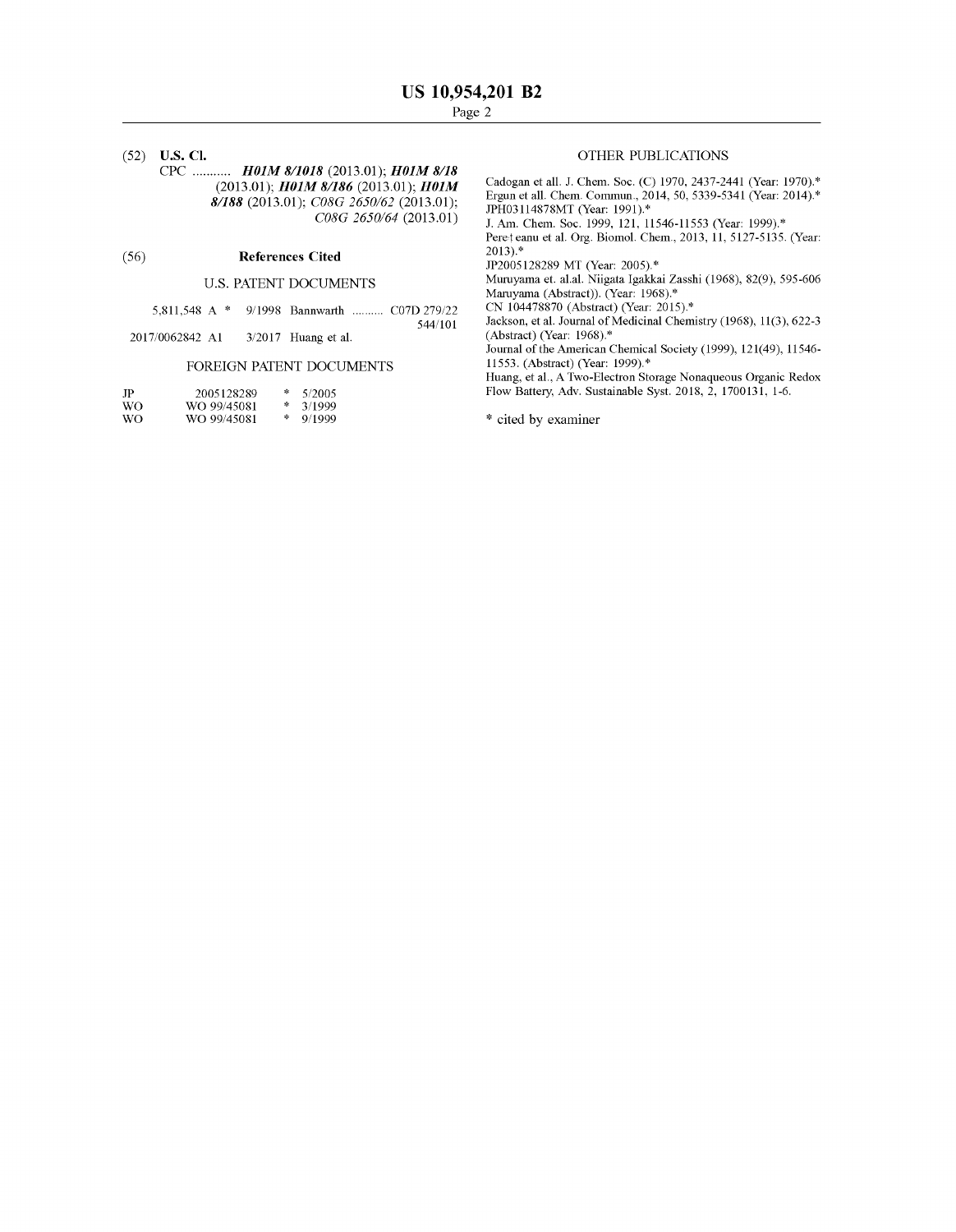(52) **U.S. Cl.**

CPC ........... ***H01M 8/1018*** (2013.01); ***H01M 8/18*** (2013.01); ***H01M 8/186*** (2013.01); ***H01M 8/188*** (2013.01); *C08G 2650/62* (2013.01); *C08G 2650/64* (2013.01)

(56) **References Cited**

U.S. PATENT DOCUMENTS

| | | | |
|---|---|---|---|
| 5,811,548 A * | 9/1998 | Bannwarth | C07D 279/22 544/101 |
| 2017/0062842 A1 | 3/2017 | Huang et al. | |

FOREIGN PATENT DOCUMENTS

| | | |
|---|---|---|
| JP | 2005128289 | * 5/2005 |
| WO | WO 99/45081 | * 3/1999 |
| WO | WO 99/45081 | * 9/1999 |

OTHER PUBLICATIONS

Cadogan et all. J. Chem. Soc. (C) 1970, 2437-2441 (Year: 1970).*
Ergun et all. Chem. Commun., 2014, 50, 5339-5341 (Year: 2014).*
JPH03114878MT (Year: 1991).*
J. Am. Chem. Soc. 1999, 121, 11546-11553 (Year: 1999).*
Pere†eanu et al. Org. Biomol. Chem., 2013, 11, 5127-5135. (Year: 2013).*
JP2005128289 MT (Year: 2005).*
Muruyama et. al.al. Niigata Igakkai Zasshi (1968), 82(9), 595-606 Maruyama (Abstract)). (Year: 1968).*
CN 104478870 (Abstract) (Year: 2015).*
Jackson, et al. Journal of Medicinal Chemistry (1968), 11(3), 622-3 (Abstract) (Year: 1968).*
Journal of the American Chemical Society (1999), 121(49), 11546-11553. (Abstract) (Year: 1999).*
Huang, et al., A Two-Electron Storage Nonaqueous Organic Redox Flow Battery, Adv. Sustainable Syst. 2018, 2, 1700131, 1-6.

\* cited by examiner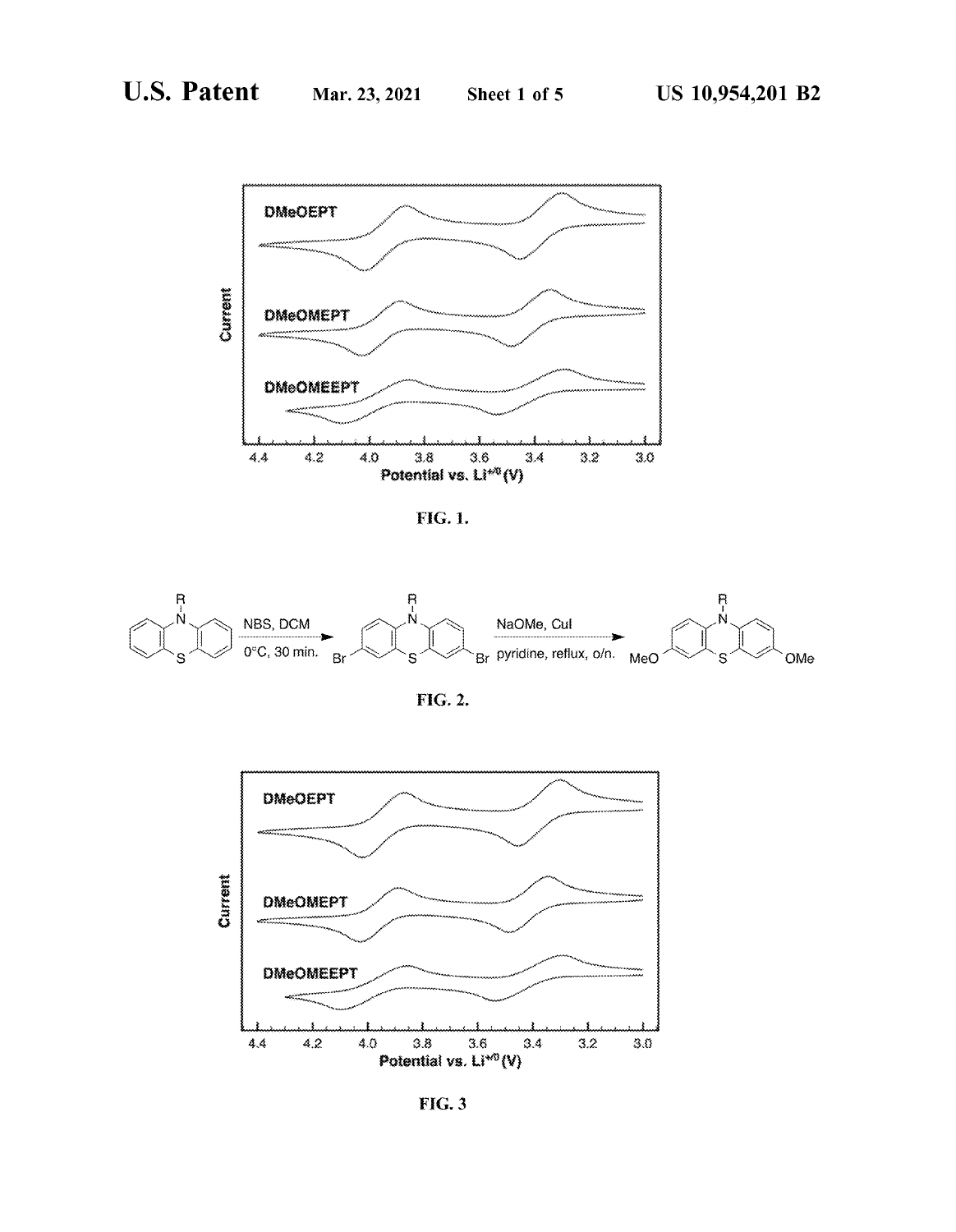FIG. 1.

FIG. 2.

FIG. 3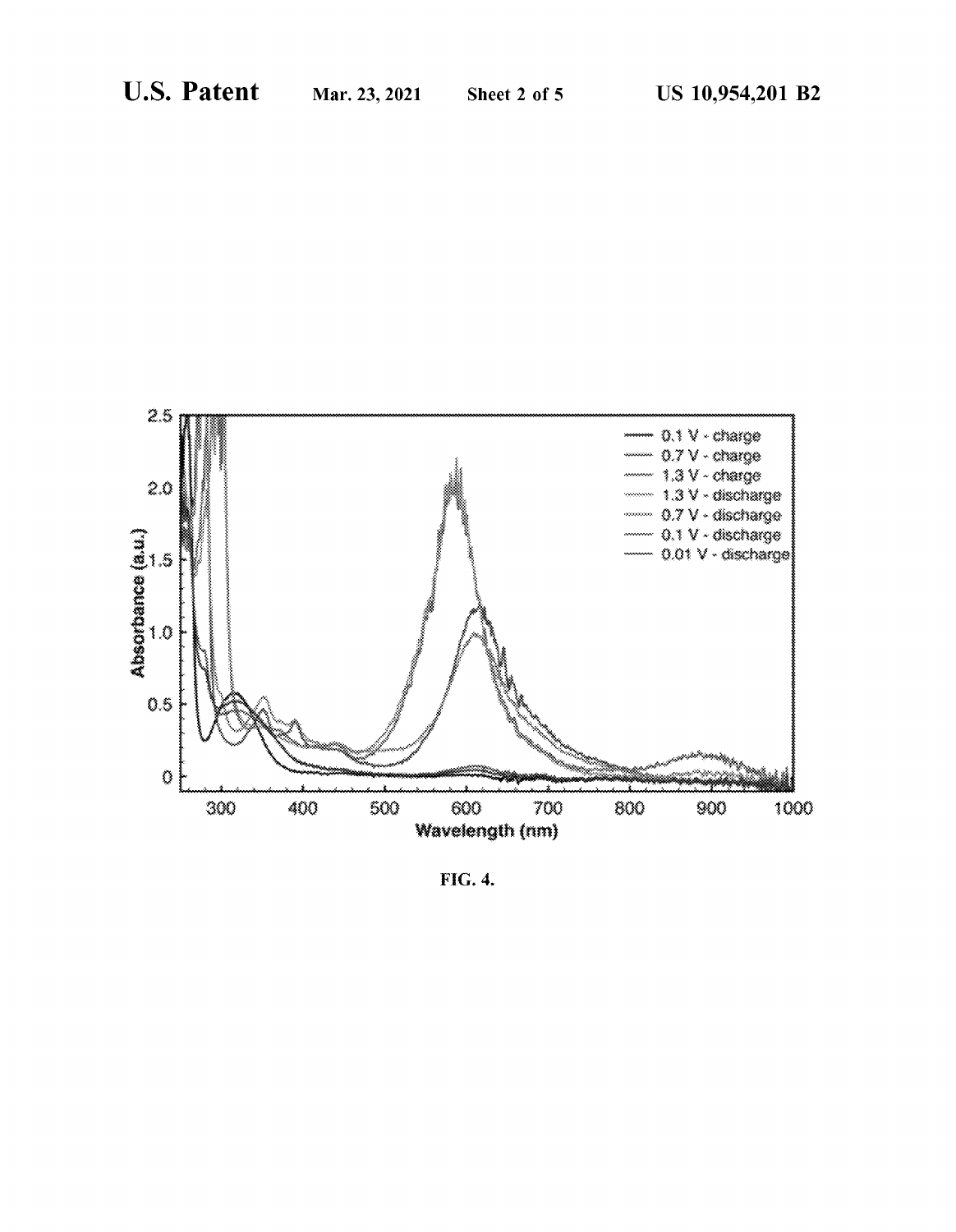FIG. 4.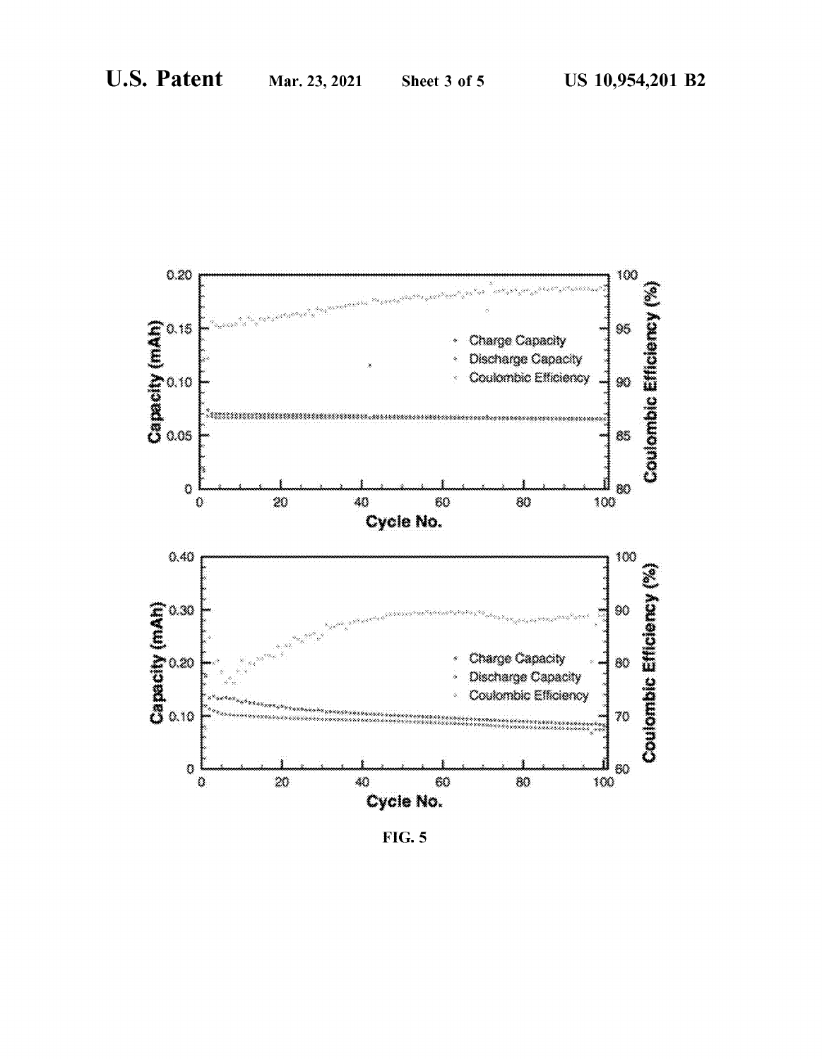FIG. 5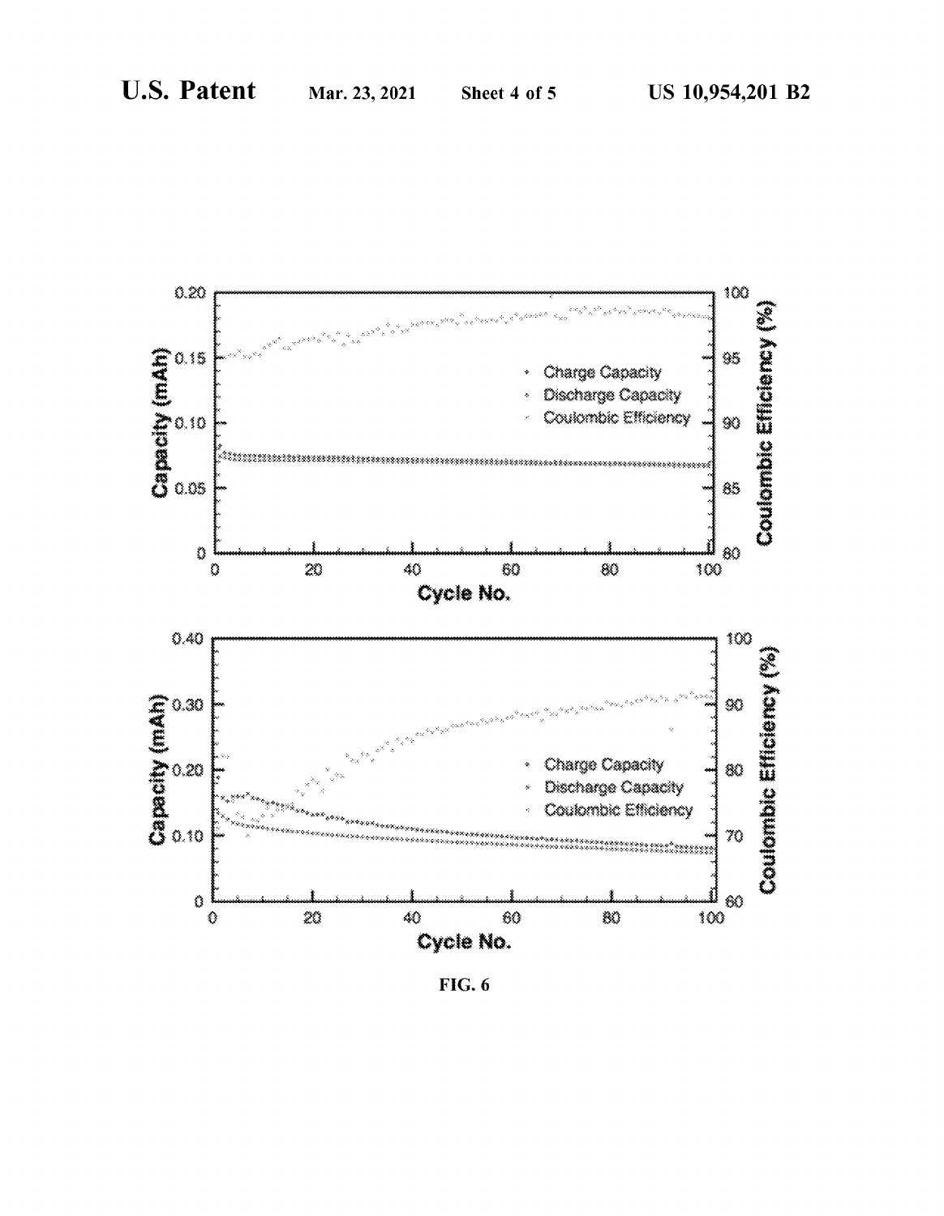FIG. 6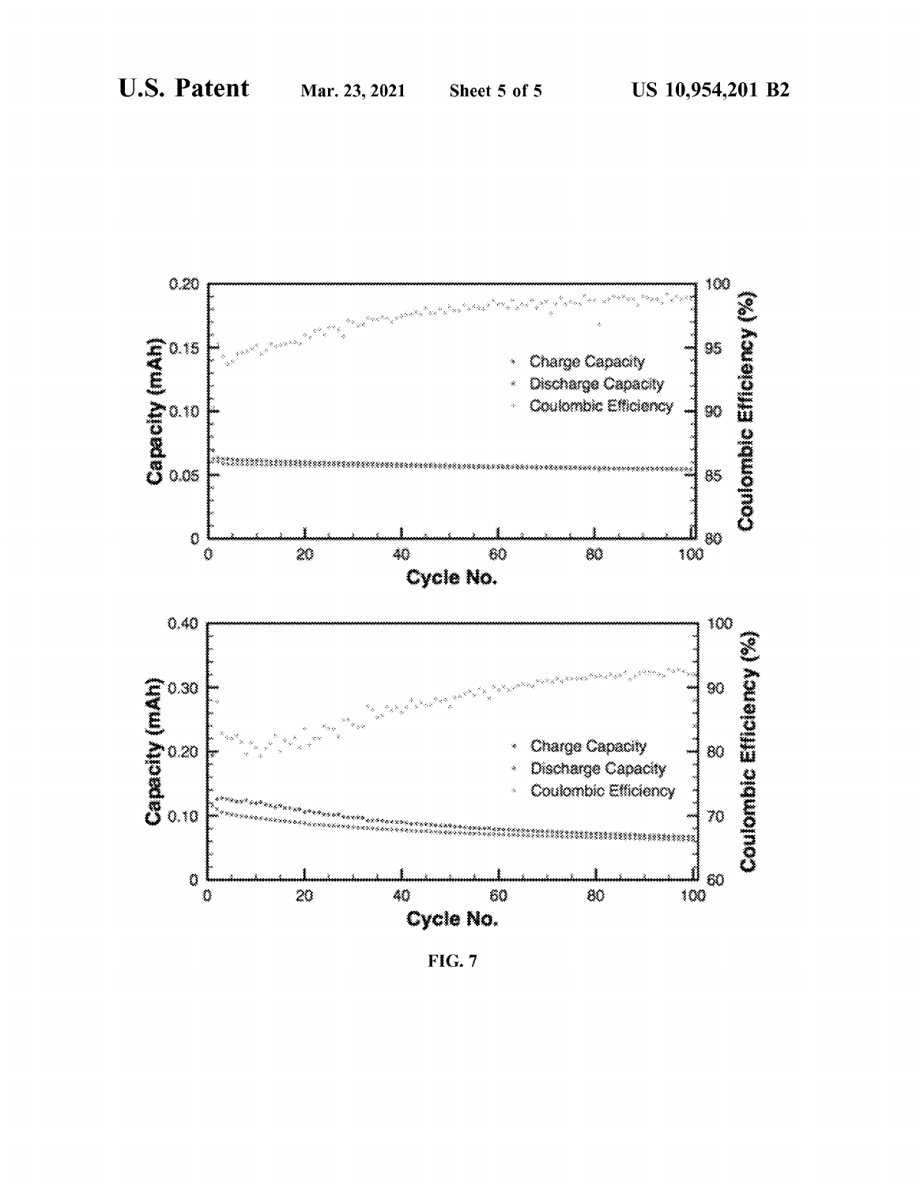FIG. 7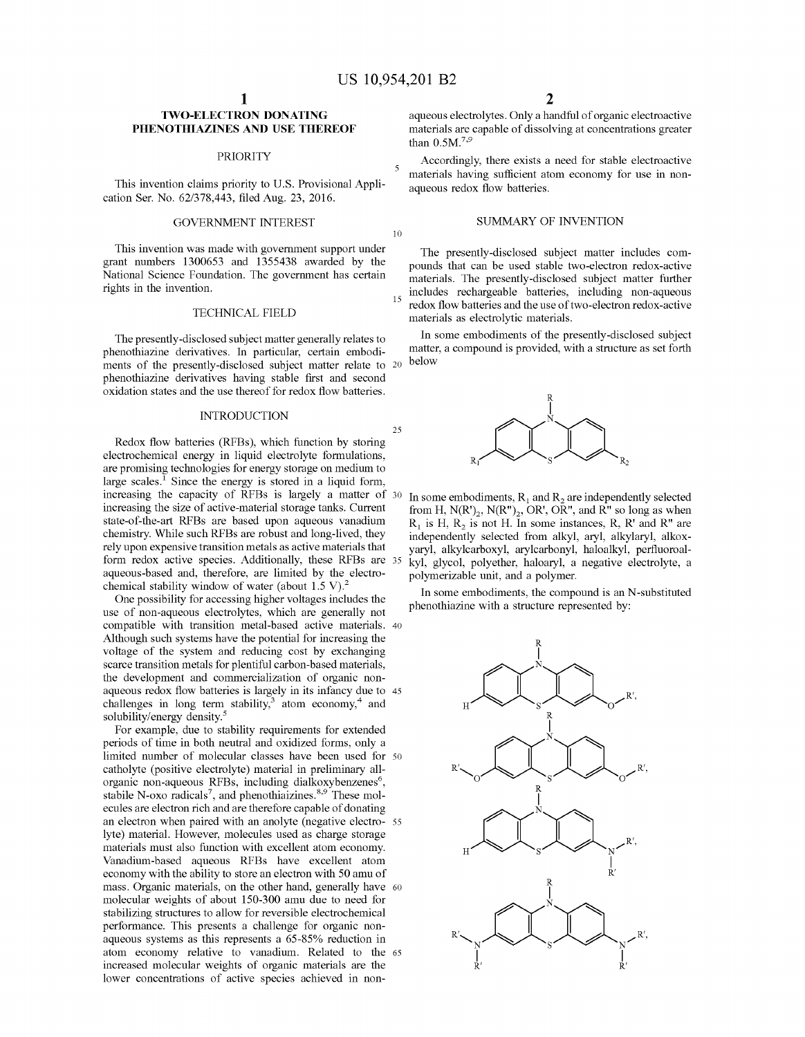# TWO-ELECTRON DONATING PHENOTHIAZINES AND USE THEREOF

## PRIORITY

This invention claims priority to U.S. Provisional Application Ser. No. 62/378,443, filed Aug. 23, 2016.

## GOVERNMENT INTEREST

This invention was made with government support under grant numbers 1300653 and 1355438 awarded by the National Science Foundation. The government has certain rights in the invention.

## TECHNICAL FIELD

The presently-disclosed subject matter generally relates to phenothiazine derivatives. In particular, certain embodiments of the presently-disclosed subject matter relate to phenothiazine derivatives having stable first and second oxidation states and the use thereof for redox flow batteries.

## INTRODUCTION

Redox flow batteries (RFBs), which function by storing electrochemical energy in liquid electrolyte formulations, are promising technologies for energy storage on medium to large scales.[1] Since the energy is stored in a liquid form, increasing the capacity of RFBs is largely a matter of increasing the size of active-material storage tanks. Current state-of-the-art RFBs are based upon aqueous vanadium chemistry. While such RFBs are robust and long-lived, they rely upon expensive transition metals as active materials that form redox active species. Additionally, these RFBs are aqueous-based and, therefore, are limited by the electrochemical stability window of water (about 1.5 V).[2]

One possibility for accessing higher voltages includes the use of non-aqueous electrolytes, which are generally not compatible with transition metal-based active materials. Although such systems have the potential for increasing the voltage of the system and reducing cost by exchanging scarce transition metals for plentiful carbon-based materials, the development and commercialization of organic non-aqueous redox flow batteries is largely in its infancy due to challenges in long term stability,[3] atom economy,[4] and solubility/energy density.[5]

For example, due to stability requirements for extended periods of time in both neutral and oxidized forms, only a limited number of molecular classes have been used for catholyte (positive electrolyte) material in preliminary all-organic non-aqueous RFBs, including dialkoxybenzenes[6], stabile N-oxo radicals[7], and phenothiaizines.[8,9] These molecules are electron rich and are therefore capable of donating an electron when paired with an anolyte (negative electrolyte) material. However, molecules used as charge storage materials must also function with excellent atom economy. Vanadium-based aqueous RFBs have excellent atom economy with the ability to store an electron with 50 amu of mass. Organic materials, on the other hand, generally have molecular weights of about 150-300 amu due to need for stabilizing structures to allow for reversible electrochemical performance. This presents a challenge for organic non-aqueous systems as this represents a 65-85% reduction in atom economy relative to vanadium. Related to the increased molecular weights of organic materials are the lower concentrations of active species achieved in non-aqueous electrolytes. Only a handful of organic electroactive materials are capable of dissolving at concentrations greater than 0.5M.[7,9]

Accordingly, there exists a need for stable electroactive materials having sufficient atom economy for use in non-aqueous redox flow batteries.

## SUMMARY OF INVENTION

The presently-disclosed subject matter includes compounds that can be used stable two-electron redox-active materials. The presently-disclosed subject matter further includes rechargeable batteries, including non-aqueous redox flow batteries and the use of two-electron redox-active materials as electrolytic materials.

In some embodiments of the presently-disclosed subject matter, a compound is provided, with a structure as set forth below

[Structure: N-R phenothiazine with $R_1$ and $R_2$ substituents at the 3- and 7-positions]

In some embodiments, $R_1$ and $R_2$ are independently selected from H, $N(R')_2$, $N(R'')_2$, OR', OR'', and R'' so long as when $R_1$ is H, $R_2$ is not H. In some instances, R, R' and R'' are independently selected from alkyl, aryl, alkylaryl, alkoxyaryl, alkylcarboxyl, arylcarbonyl, haloalkyl, perfluoroalkyl, glycol, polyether, haloaryl, a negative electrolyte, a polymerizable unit, and a polymer.

In some embodiments, the compound is an N-substituted phenothiazine with a structure represented by:

[Structures: N-R phenothiazine with H and O–R'; N-R phenothiazine with R'–O and O–R'; N-R phenothiazine with H and N(R')R'; N-R phenothiazine with (R')(R')N and N(R')R']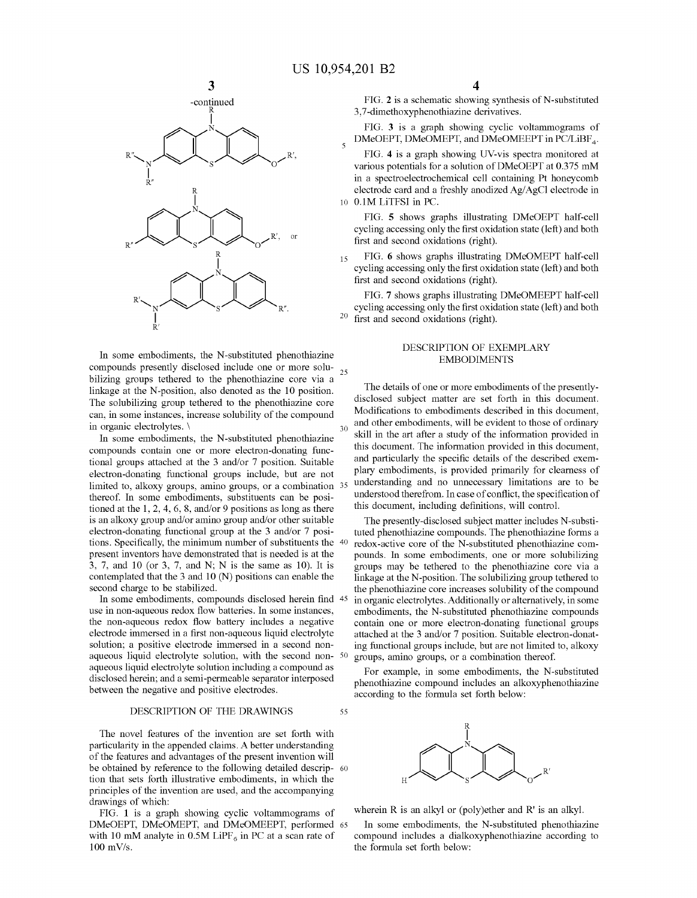-continued

In some embodiments, the N-substituted phenothiazine compounds presently disclosed include one or more solubilizing groups tethered to the phenothiazine core via a linkage at the N-position, also denoted as the 10 position. The solubilizing group tethered to the phenothiazine core can, in some instances, increase solubility of the compound in organic electrolytes. \

In some embodiments, the N-substituted phenothiazine compounds contain one or more electron-donating functional groups attached at the 3 and/or 7 position. Suitable electron-donating functional groups include, but are not limited to, alkoxy groups, amino groups, or a combination thereof. In some embodiments, substituents can be positioned at the 1, 2, 4, 6, 8, and/or 9 positions as long as there is an alkoxy group and/or amino group and/or other suitable electron-donating functional group at the 3 and/or 7 positions. Specifically, the minimum number of substituents the present inventors have demonstrated that is needed is at the 3, 7, and 10 (or 3, 7, and N; N is the same as 10). It is contemplated that the 3 and 10 (N) positions can enable the second charge to be stabilized.

In some embodiments, compounds disclosed herein find use in non-aqueous redox flow batteries. In some instances, the non-aqueous redox flow battery includes a negative electrode immersed in a first non-aqueous liquid electrolyte solution; a positive electrode immersed in a second non-aqueous liquid electrolyte solution, with the second non-aqueous liquid electrolyte solution including a compound as disclosed herein; and a semi-permeable separator interposed between the negative and positive electrodes.

## DESCRIPTION OF THE DRAWINGS

The novel features of the invention are set forth with particularity in the appended claims. A better understanding of the features and advantages of the present invention will be obtained by reference to the following detailed description that sets forth illustrative embodiments, in which the principles of the invention are used, and the accompanying drawings of which:

FIG. 1 is a graph showing cyclic voltammograms of DMeOEPT, DMeOMEPT, and DMeOMEEPT, performed with 10 mM analyte in 0.5M $LiPF_6$ in PC at a scan rate of 100 mV/s.

FIG. 2 is a schematic showing synthesis of N-substituted 3,7-dimethoxyphenothiazine derivatives.

FIG. 3 is a graph showing cyclic voltammograms of DMeOEPT, DMeOMEPT, and DMeOMEEPT in PC/$LiBF_4$.

FIG. 4 is a graph showing UV-vis spectra monitored at various potentials for a solution of DMeOEPT at 0.375 mM in a spectroelectrochemical cell containing Pt honeycomb electrode card and a freshly anodized Ag/AgCl electrode in 0.1M LiTFSI in PC.

FIG. 5 shows graphs illustrating DMeOEPT half-cell cycling accessing only the first oxidation state (left) and both first and second oxidations (right).

FIG. 6 shows graphs illustrating DMeOMEPT half-cell cycling accessing only the first oxidation state (left) and both first and second oxidations (right).

FIG. 7 shows graphs illustrating DMeOMEEPT half-cell cycling accessing only the first oxidation state (left) and both first and second oxidations (right).

## DESCRIPTION OF EXEMPLARY EMBODIMENTS

The details of one or more embodiments of the presently-disclosed subject matter are set forth in this document. Modifications to embodiments described in this document, and other embodiments, will be evident to those of ordinary skill in the art after a study of the information provided in this document. The information provided in this document, and particularly the specific details of the described exemplary embodiments, is provided primarily for clearness of understanding and no unnecessary limitations are to be understood therefrom. In case of conflict, the specification of this document, including definitions, will control.

The presently-disclosed subject matter includes N-substituted phenothiazine compounds. The phenothiazine forms a redox-active core of the N-substituted phenothiazine compounds. In some embodiments, one or more solubilizing groups may be tethered to the phenothiazine core via a linkage at the N-position. The solubilizing group tethered to the phenothiazine core increases solubility of the compound in organic electrolytes. Additionally or alternatively, in some embodiments, the N-substituted phenothiazine compounds contain one or more electron-donating functional groups attached at the 3 and/or 7 position. Suitable electron-donating functional groups include, but are not limited to, alkoxy groups, amino groups, or a combination thereof.

For example, in some embodiments, the N-substituted phenothiazine compound includes an alkoxyphenothiazine according to the formula set forth below:

wherein R is an alkyl or (poly)ether and R' is an alkyl.

In some embodiments, the N-substituted phenothiazine compound includes a dialkoxyphenothiazine according to the formula set forth below: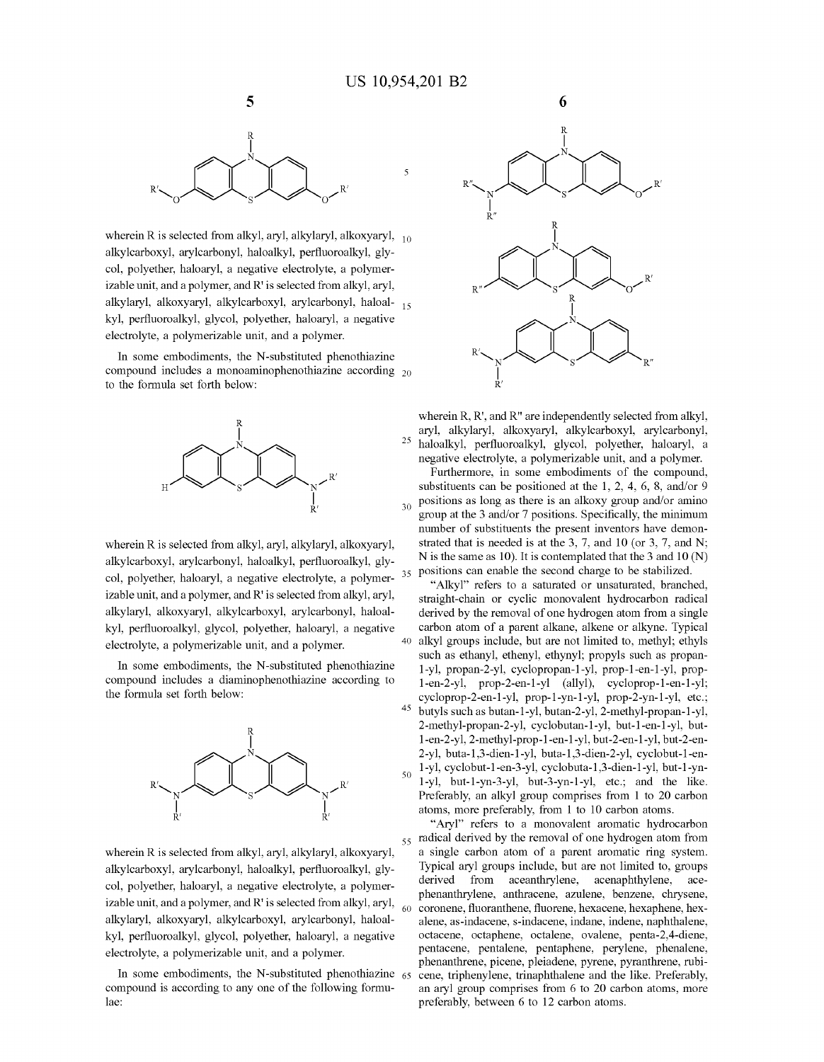wherein R is selected from alkyl, aryl, alkylaryl, alkoxyaryl, alkylcarboxyl, arylcarbonyl, haloalkyl, perfluoroalkyl, glycol, polyether, haloaryl, a negative electrolyte, a polymerizable unit, and a polymer, and R' is selected from alkyl, aryl, alkylaryl, alkoxyaryl, alkylcarboxyl, arylcarbonyl, haloalkyl, perfluoroalkyl, glycol, polyether, haloaryl, a negative electrolyte, a polymerizable unit, and a polymer.

In some embodiments, the N-substituted phenothiazine compound includes a monoaminophenothiazine according to the formula set forth below:

wherein R is selected from alkyl, aryl, alkylaryl, alkoxyaryl, alkylcarboxyl, arylcarbonyl, haloalkyl, perfluoroalkyl, glycol, polyether, haloaryl, a negative electrolyte, a polymerizable unit, and a polymer, and R' is selected from alkyl, aryl, alkylaryl, alkoxyaryl, alkylcarboxyl, arylcarbonyl, haloalkyl, perfluoroalkyl, glycol, polyether, haloaryl, a negative electrolyte, a polymerizable unit, and a polymer.

In some embodiments, the N-substituted phenothiazine compound includes a diaminophenothiazine according to the formula set forth below:

wherein R is selected from alkyl, aryl, alkylaryl, alkoxyaryl, alkylcarboxyl, arylcarbonyl, haloalkyl, perfluoroalkyl, glycol, polyether, haloaryl, a negative electrolyte, a polymerizable unit, and a polymer, and R' is selected from alkyl, aryl, alkylaryl, alkoxyaryl, alkylcarboxyl, arylcarbonyl, haloalkyl, perfluoroalkyl, glycol, polyether, haloaryl, a negative electrolyte, a polymerizable unit, and a polymer.

In some embodiments, the N-substituted phenothiazine compound is according to any one of the following formulae:

wherein R, R', and R" are independently selected from alkyl, aryl, alkylaryl, alkoxyaryl, alkylcarboxyl, arylcarbonyl, haloalkyl, perfluoroalkyl, glycol, polyether, haloaryl, a negative electrolyte, a polymerizable unit, and a polymer.

Furthermore, in some embodiments of the compound, substituents can be positioned at the 1, 2, 4, 6, 8, and/or 9 positions as long as there is an alkoxy group and/or amino group at the 3 and/or 7 positions. Specifically, the minimum number of substituents the present inventors have demonstrated that is needed is at the 3, 7, and 10 (or 3, 7, and N; N is the same as 10). It is contemplated that the 3 and 10 (N) positions can enable the second charge to be stabilized.

"Alkyl" refers to a saturated or unsaturated, branched, straight-chain or cyclic monovalent hydrocarbon radical derived by the removal of one hydrogen atom from a single carbon atom of a parent alkane, alkene or alkyne. Typical alkyl groups include, but are not limited to, methyl; ethyls such as ethanyl, ethenyl, ethynyl; propyls such as propan-1-yl, propan-2-yl, cyclopropan-1-yl, prop-1-en-1-yl, prop-1-en-2-yl, prop-2-en-1-yl (allyl), cycloprop-1-en-1-yl; cycloprop-2-en-1-yl, prop-1-yn-1-yl, prop-2-yn-1-yl, etc.; butyls such as butan-1-yl, butan-2-yl, 2-methyl-propan-1-yl, 2-methyl-propan-2-yl, cyclobutan-1-yl, but-1-en-1-yl, but-1-en-2-yl, 2-methyl-prop-1-en-1-yl, but-2-en-1-yl, but-2-en-2-yl, buta-1,3-dien-1-yl, buta-1,3-dien-2-yl, cyclobut-1-en-1-yl, cyclobut-1-en-3-yl, cyclobuta-1,3-dien-1-yl, but-1-yn-1-yl, but-1-yn-3-yl, but-3-yn-1-yl, etc.; and the like. Preferably, an alkyl group comprises from 1 to 20 carbon atoms, more preferably, from 1 to 10 carbon atoms.

"Aryl" refers to a monovalent aromatic hydrocarbon radical derived by the removal of one hydrogen atom from a single carbon atom of a parent aromatic ring system. Typical aryl groups include, but are not limited to, groups derived from aceanthrylene, acenaphthylene, acephenanthrylene, anthracene, azulene, benzene, chrysene, coronene, fluoranthene, fluorene, hexacene, hexaphene, hexalene, as-indacene, s-indacene, indane, indene, naphthalene, octacene, octaphene, octalene, ovalene, penta-2,4-diene, pentacene, pentalene, pentaphene, perylene, phenalene, phenanthrene, picene, pleiadene, pyrene, pyranthrene, rubicene, triphenylene, trinaphthalene and the like. Preferably, an aryl group comprises from 6 to 20 carbon atoms, more preferably, between 6 to 12 carbon atoms.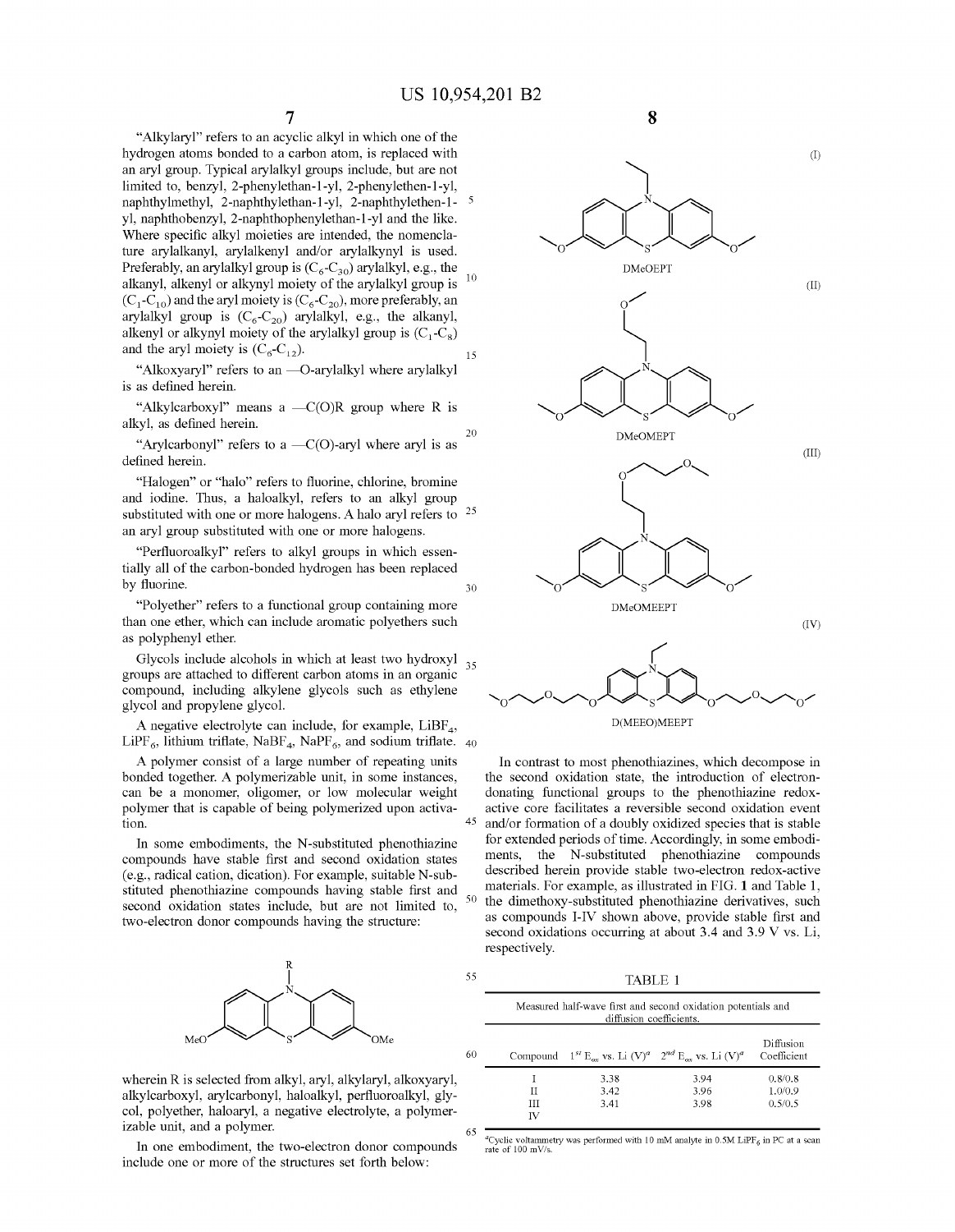"Alkylaryl" refers to an acyclic alkyl in which one of the hydrogen atoms bonded to a carbon atom, is replaced with an aryl group. Typical arylalkyl groups include, but are not limited to, benzyl, 2-phenylethan-1-yl, 2-phenylethen-1-yl, naphthylmethyl, 2-naphthylethan-1-yl, 2-naphthylethen-1-yl, naphthobenzyl, 2-naphthophenylethan-1-yl and the like. Where specific alkyl moieties are intended, the nomenclature arylalkanyl, arylalkenyl and/or arylalkynyl is used. Preferably, an arylalkyl group is ($C_6$-$C_{30}$) arylalkyl, e.g., the alkanyl, alkenyl or alkynyl moiety of the arylalkyl group is ($C_1$-$C_{10}$) and the aryl moiety is ($C_6$-$C_{20}$), more preferably, an arylalkyl group is ($C_6$-$C_{20}$) arylalkyl, e.g., the alkanyl, alkenyl or alkynyl moiety of the arylalkyl group is ($C_1$-$C_8$) and the aryl moiety is ($C_6$-$C_{12}$).

"Alkoxyaryl" refers to an —O-arylalkyl where arylalkyl is as defined herein.

"Alkylcarboxyl" means a —C(O)R group where R is alkyl, as defined herein.

"Arylcarbonyl" refers to a —C(O)-aryl where aryl is as defined herein.

"Halogen" or "halo" refers to fluorine, chlorine, bromine and iodine. Thus, a haloalkyl, refers to an alkyl group substituted with one or more halogens. A halo aryl refers to an aryl group substituted with one or more halogens.

"Perfluoroalkyl" refers to alkyl groups in which essentially all of the carbon-bonded hydrogen has been replaced by fluorine.

"Polyether" refers to a functional group containing more than one ether, which can include aromatic polyethers such as polyphenyl ether.

Glycols include alcohols in which at least two hydroxyl groups are attached to different carbon atoms in an organic compound, including alkylene glycols such as ethylene glycol and propylene glycol.

A negative electrolyte can include, for example, $LiBF_4$, $LiPF_6$, lithium triflate, $NaBF_4$, $NaPF_6$, and sodium triflate.

A polymer consist of a large number of repeating units bonded together. A polymerizable unit, in some instances, can be a monomer, oligomer, or low molecular weight polymer that is capable of being polymerized upon activation.

In some embodiments, the N-substituted phenothiazine compounds have stable first and second oxidation states (e.g., radical cation, dication). For example, suitable N-substituted phenothiazine compounds having stable first and second oxidation states include, but are not limited to, two-electron donor compounds having the structure:

wherein R is selected from alkyl, aryl, alkylaryl, alkoxyaryl, alkylcarboxyl, arylcarbonyl, haloalkyl, perfluoroalkyl, glycol, polyether, haloaryl, a negative electrolyte, a polymerizable unit, and a polymer.

In one embodiment, the two-electron donor compounds include one or more of the structures set forth below:

(I) DMeOEPT

(II) DMeOMEPT

(III) DMeOMEEPT

(IV) D(MEEO)MEEPT

In contrast to most phenothiazines, which decompose in the second oxidation state, the introduction of electron-donating functional groups to the phenothiazine redox-active core facilitates a reversible second oxidation event and/or formation of a doubly oxidized species that is stable for extended periods of time. Accordingly, in some embodiments, the N-substituted phenothiazine compounds described herein provide stable two-electron redox-active materials. For example, as illustrated in FIG. 1 and Table 1, the dimethoxy-substituted phenothiazine derivatives, such as compounds I-IV shown above, provide stable first and second oxidations occurring at about 3.4 and 3.9 V vs. Li, respectively.

TABLE 1

Measured half-wave first and second oxidation potentials and diffusion coefficients.

| Compound | $1^{st}$ $E_{ox}$ vs. Li (V)[a] | $2^{nd}$ $E_{ox}$ vs. Li (V)[a] | Diffusion Coefficient |
|---|---|---|---|
| I | 3.38 | 3.94 | 0.8/0.8 |
| II | 3.42 | 3.96 | 1.0/0.9 |
| III | 3.41 | 3.98 | 0.5/0.5 |
| IV | | | |

[a]Cyclic voltammetry was performed with 10 mM analyte in 0.5M $LiPF_6$ in PC at a scan rate of 100 mV/s.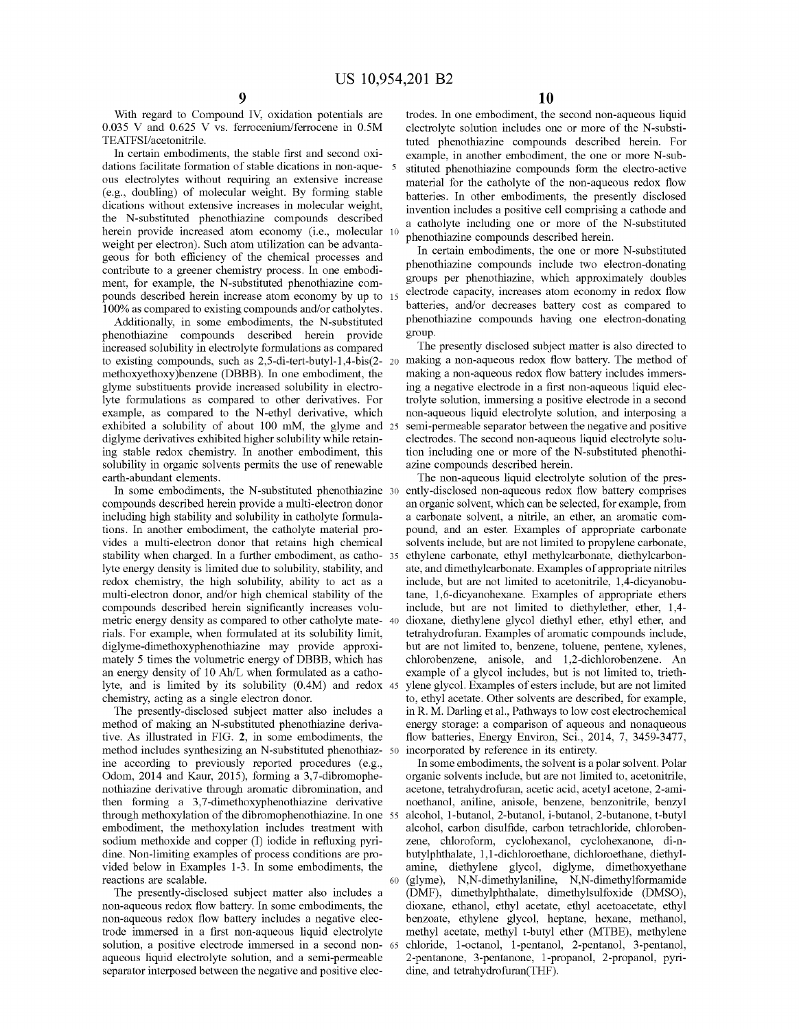With regard to Compound IV, oxidation potentials are 0.035 V and 0.625 V vs. ferrocenium/ferrocene in 0.5M TEATFSI/acetonitrile.

In certain embodiments, the stable first and second oxidations facilitate formation of stable dications in non-aqueous electrolytes without requiring an extensive increase (e.g., doubling) of molecular weight. By forming stable dications without extensive increases in molecular weight, the N-substituted phenothiazine compounds described herein provide increased atom economy (i.e., molecular weight per electron). Such atom utilization can be advantageous for both efficiency of the chemical processes and contribute to a greener chemistry process. In one embodiment, for example, the N-substituted phenothiazine compounds described herein increase atom economy by up to 100% as compared to existing compounds and/or catholytes.

Additionally, in some embodiments, the N-substituted phenothiazine compounds described herein provide increased solubility in electrolyte formulations as compared to existing compounds, such as 2,5-di-tert-butyl-1,4-bis(2-methoxyethoxy)benzene (DBBB). In one embodiment, the glyme substituents provide increased solubility in electrolyte formulations as compared to other derivatives. For example, as compared to the N-ethyl derivative, which exhibited a solubility of about 100 mM, the glyme and diglyme derivatives exhibited higher solubility while retaining stable redox chemistry. In another embodiment, this solubility in organic solvents permits the use of renewable earth-abundant elements.

In some embodiments, the N-substituted phenothiazine compounds described herein provide a multi-electron donor including high stability and solubility in catholyte formulations. In another embodiment, the catholyte material provides a multi-electron donor that retains high chemical stability when charged. In a further embodiment, as catholyte energy density is limited due to solubility, stability, and redox chemistry, the high solubility, ability to act as a multi-electron donor, and/or high chemical stability of the compounds described herein significantly increases volumetric energy density as compared to other catholyte materials. For example, when formulated at its solubility limit, diglyme-dimethoxyphenothiazine may provide approximately 5 times the volumetric energy of DBBB, which has an energy density of 10 Ah/L when formulated as a catholyte, and is limited by its solubility (0.4M) and redox chemistry, acting as a single electron donor.

The presently-disclosed subject matter also includes a method of making an N-substituted phenothiazine derivative. As illustrated in FIG. 2, in some embodiments, the method includes synthesizing an N-substituted phenothiazine according to previously reported procedures (e.g., Odom, 2014 and Kaur, 2015), forming a 3,7-dibromophenothiazine derivative through aromatic dibromination, and then forming a 3,7-dimethoxyphenothiazine derivative through methoxylation of the dibromophenothiazine. In one embodiment, the methoxylation includes treatment with sodium methoxide and copper (I) iodide in refluxing pyridine. Non-limiting examples of process conditions are provided below in Examples 1-3. In some embodiments, the reactions are scalable.

The presently-disclosed subject matter also includes a non-aqueous redox flow battery. In some embodiments, the non-aqueous redox flow battery includes a negative electrode immersed in a first non-aqueous liquid electrolyte solution, a positive electrode immersed in a second non-aqueous liquid electrolyte solution, and a semi-permeable separator interposed between the negative and positive electrodes. In one embodiment, the second non-aqueous liquid electrolyte solution includes one or more of the N-substituted phenothiazine compounds described herein. For example, in another embodiment, the one or more N-substituted phenothiazine compounds form the electro-active material for the catholyte of the non-aqueous redox flow batteries. In other embodiments, the presently disclosed invention includes a positive cell comprising a cathode and a catholyte including one or more of the N-substituted phenothiazine compounds described herein.

In certain embodiments, the one or more N-substituted phenothiazine compounds include two electron-donating groups per phenothiazine, which approximately doubles electrode capacity, increases atom economy in redox flow batteries, and/or decreases battery cost as compared to phenothiazine compounds having one electron-donating group.

The presently disclosed subject matter is also directed to making a non-aqueous redox flow battery. The method of making a non-aqueous redox flow battery includes immersing a negative electrode in a first non-aqueous liquid electrolyte solution, immersing a positive electrode in a second non-aqueous liquid electrolyte solution, and interposing a semi-permeable separator between the negative and positive electrodes. The second non-aqueous liquid electrolyte solution including one or more of the N-substituted phenothiazine compounds described herein.

The non-aqueous liquid electrolyte solution of the presently-disclosed non-aqueous redox flow battery comprises an organic solvent, which can be selected, for example, from a carbonate solvent, a nitrile, an ether, an aromatic compound, and an ester. Examples of appropriate carbonate solvents include, but are not limited to propylene carbonate, ethylene carbonate, ethyl methylcarbonate, diethylcarbonate, and dimethylcarbonate. Examples of appropriate nitriles include, but are not limited to acetonitrile, 1,4-dicyanobutane, 1,6-dicyanohexane. Examples of appropriate ethers include, but are not limited to diethylether, ether, 1,4-dioxane, diethylene glycol diethyl ether, ethyl ether, and tetrahydrofuran. Examples of aromatic compounds include, but are not limited to, benzene, toluene, pentene, xylenes, chlorobenzene, anisole, and 1,2-dichlorobenzene. An example of a glycol includes, but is not limited to, triethylene glycol. Examples of esters include, but are not limited to, ethyl acetate. Other solvents are described, for example, in R. M. Darling et al., Pathways to low cost electrochemical energy storage: a comparison of aqueous and nonaqueous flow batteries, Energy Environ, Sci., 2014, 7, 3459-3477, incorporated by reference in its entirety.

In some embodiments, the solvent is a polar solvent. Polar organic solvents include, but are not limited to, acetonitrile, acetone, tetrahydrofuran, acetic acid, acetyl acetone, 2-aminoethanol, aniline, anisole, benzene, benzonitrile, benzyl alcohol, 1-butanol, 2-butanol, i-butanol, 2-butanone, t-butyl alcohol, carbon disulfide, carbon tetrachloride, chlorobenzene, chloroform, cyclohexanol, cyclohexanone, di-n-butylphthalate, 1,1-dichloroethane, dichloroethane, diethylamine, diethylene glycol, diglyme, dimethoxyethane (glyme), N,N-dimethylaniline, N,N-dimethylformamide (DMF), dimethylphthalate, dimethylsulfoxide (DMSO), dioxane, ethanol, ethyl acetate, ethyl acetoacetate, ethyl benzoate, ethylene glycol, heptane, hexane, methanol, methyl acetate, methyl t-butyl ether (MTBE), methylene chloride, 1-octanol, 1-pentanol, 2-pentanol, 3-pentanol, 2-pentanone, 3-pentanone, 1-propanol, 2-propanol, pyridine, and tetrahydrofuran(THF).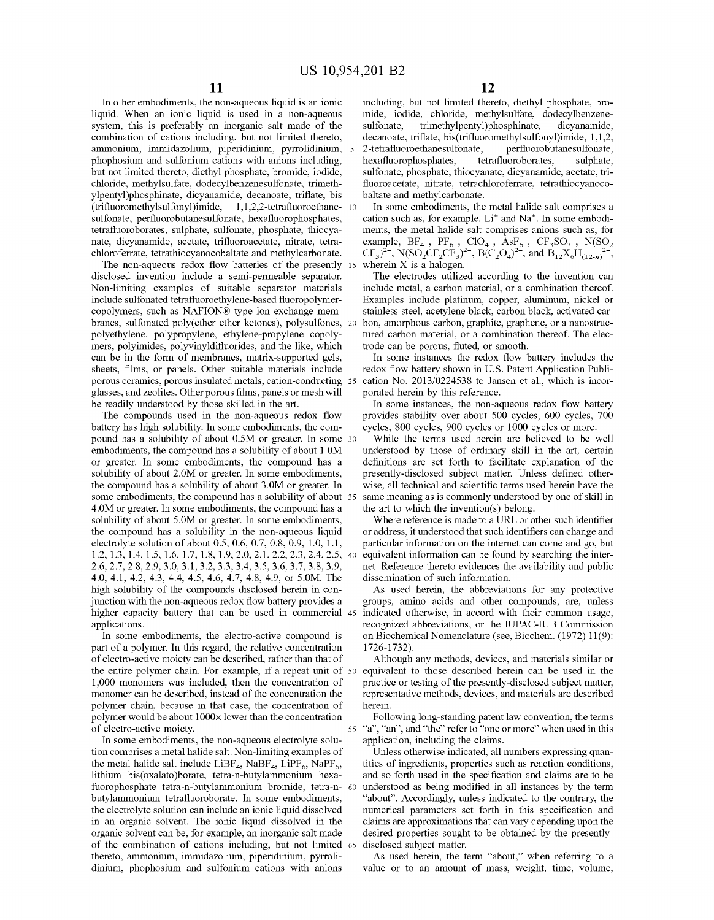In other embodiments, the non-aqueous liquid is an ionic liquid. When an ionic liquid is used in a non-aqueous system, this is preferably an inorganic salt made of the combination of cations including, but not limited thereto, ammonium, immidazolium, piperidinium, pyrrolidinium, phophosium and sulfonium cations with anions including, but not limited thereto, diethyl phosphate, bromide, iodide, chloride, methylsulfate, dodecylbenzenesulfonate, trimethylpentyl)phosphinate, dicyanamide, decanoate, triflate, bis(trifluoromethylsulfonyl)imide, 1,1,2,2-tetrafluoroethanesulfonate, perfluorobutanesulfonate, hexafluorophosphates, tetrafluoroborates, sulphate, sulfonate, phosphate, thiocyanate, dicyanamide, acetate, trifluoroacetate, nitrate, tetrachloroferrate, tetrathiocyanocobaltate and methylcarbonate.

The non-aqueous redox flow batteries of the presently disclosed invention include a semi-permeable separator. Non-limiting examples of suitable separator materials include sulfonated tetrafluoroethylene-based fluoropolymer-copolymers, such as NAFION® type ion exchange membranes, sulfonated poly(ether ether ketones), polysulfones, polyethylene, polypropylene, ethylene-propylene copolymers, polyimides, polyvinyldifluorides, and the like, which can be in the form of membranes, matrix-supported gels, sheets, films, or panels. Other suitable materials include porous ceramics, porous insulated metals, cation-conducting glasses, and zeolites. Other porous films, panels or mesh will be readily understood by those skilled in the art.

The compounds used in the non-aqueous redox flow battery has high solubility. In some embodiments, the compound has a solubility of about 0.5M or greater. In some embodiments, the compound has a solubility of about 1.0M or greater. In some embodiments, the compound has a solubility of about 2.0M or greater. In some embodiments, the compound has a solubility of about 3.0M or greater. In some embodiments, the compound has a solubility of about 4.0M or greater. In some embodiments, the compound has a solubility of about 5.0M or greater. In some embodiments, the compound has a solubility in the non-aqueous liquid electrolyte solution of about 0.5, 0.6, 0.7, 0.8, 0.9, 1.0, 1.1, 1.2, 1.3, 1.4, 1.5, 1.6, 1.7, 1.8, 1.9, 2.0, 2.1, 2.2, 2.3, 2.4, 2.5, 2.6, 2.7, 2.8, 2.9, 3.0, 3.1, 3.2, 3.3, 3.4, 3.5, 3.6, 3.7, 3.8, 3.9, 4.0, 4.1, 4.2, 4.3, 4.4, 4.5, 4.6, 4.7, 4.8, 4.9, or 5.0M. The high solubility of the compounds disclosed herein in conjunction with the non-aqueous redox flow battery provides a higher capacity battery that can be used in commercial applications.

In some embodiments, the electro-active compound is part of a polymer. In this regard, the relative concentration of electro-active moiety can be described, rather than that of the entire polymer chain. For example, if a repeat unit of 1,000 monomers was included, then the concentration of monomer can be described, instead of the concentration the polymer chain, because in that case, the concentration of polymer would be about 1000× lower than the concentration of electro-active moiety.

In some embodiments, the non-aqueous electrolyte solution comprises a metal halide salt. Non-limiting examples of the metal halide salt include $LiBF_4$, $NaBF_4$, $LiPF_6$, $NaPF_6$, lithium bis(oxalato)borate, tetra-n-butylammonium hexafluorophosphate tetra-n-butylammonium bromide, tetra-n-butylammonium tetrafluoroborate. In some embodiments, the electrolyte solution can include an ionic liquid dissolved in an organic solvent. The ionic liquid dissolved in the organic solvent can be, for example, an inorganic salt made of the combination of cations including, but not limited thereto, ammonium, immidazolium, piperidinium, pyrrolidinium, phophosium and sulfonium cations with anions including, but not limited thereto, diethyl phosphate, bromide, iodide, chloride, methylsulfate, dodecylbenzenesulfonate, trimethylpentyl)phosphinate, dicyanamide, decanoate, triflate, bis(trifluoromethylsulfonyl)imide, 1,1,2,2-tetrafluoroethanesulfonate, perfluorobutanesulfonate, hexafluorophosphates, tetrafluoroborates, sulphate, sulfonate, phosphate, thiocyanate, dicyanamide, acetate, trifluoroacetate, nitrate, tetrachloroferrate, tetrathiocyanocobaltate and methylcarbonate.

In some embodiments, the metal halide salt comprises a cation such as, for example, $Li^+$ and $Na^+$. In some embodiments, the metal halide salt comprises anions such as, for example, $BF_4^-$, $PF_6^-$, $ClO_4^-$, $AsF_6^-$, $CF_3SO_3^-$, $N(SO_2CF_3)^{2-}$, $N(SO_2CF_2CF_3)^{2-}$, $B(C_2O_4)^{2-}$, and $B_{12}X_6H_{(12-n)}{}^{2-}$, wherein X is a halogen.

The electrodes utilized according to the invention can include metal, a carbon material, or a combination thereof. Examples include platinum, copper, aluminum, nickel or stainless steel, acetylene black, carbon black, activated carbon, amorphous carbon, graphite, graphene, or a nanostructured carbon material, or a combination thereof. The electrode can be porous, fluted, or smooth.

In some instances the redox flow battery includes the redox flow battery shown in U.S. Patent Application Publication No. 2013/0224538 to Jansen et al., which is incorporated herein by this reference.

In some instances, the non-aqueous redox flow battery provides stability over about 500 cycles, 600 cycles, 700 cycles, 800 cycles, 900 cycles or 1000 cycles or more.

While the terms used herein are believed to be well understood by those of ordinary skill in the art, certain definitions are set forth to facilitate explanation of the presently-disclosed subject matter. Unless defined otherwise, all technical and scientific terms used herein have the same meaning as is commonly understood by one of skill in the art to which the invention(s) belong.

Where reference is made to a URL or other such identifier or address, it understood that such identifiers can change and particular information on the internet can come and go, but equivalent information can be found by searching the internet. Reference thereto evidences the availability and public dissemination of such information.

As used herein, the abbreviations for any protective groups, amino acids and other compounds, are, unless indicated otherwise, in accord with their common usage, recognized abbreviations, or the IUPAC-IUB Commission on Biochemical Nomenclature (see, Biochem. (1972) 11(9): 1726-1732).

Although any methods, devices, and materials similar or equivalent to those described herein can be used in the practice or testing of the presently-disclosed subject matter, representative methods, devices, and materials are described herein.

Following long-standing patent law convention, the terms "a", "an", and "the" refer to "one or more" when used in this application, including the claims.

Unless otherwise indicated, all numbers expressing quantities of ingredients, properties such as reaction conditions, and so forth used in the specification and claims are to be understood as being modified in all instances by the term "about". Accordingly, unless indicated to the contrary, the numerical parameters set forth in this specification and claims are approximations that can vary depending upon the desired properties sought to be obtained by the presently-disclosed subject matter.

As used herein, the term "about," when referring to a value or to an amount of mass, weight, time, volume,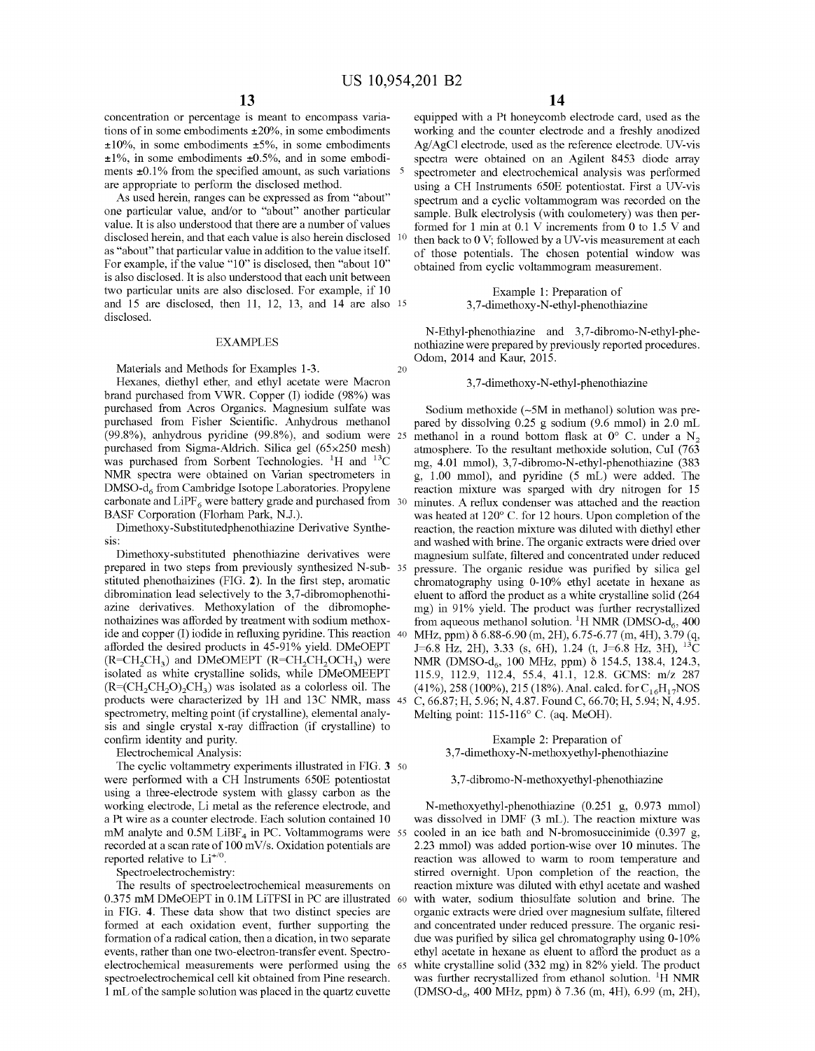concentration or percentage is meant to encompass variations of in some embodiments ±20%, in some embodiments ±10%, in some embodiments ±5%, in some embodiments ±1%, in some embodiments ±0.5%, and in some embodiments ±0.1% from the specified amount, as such variations are appropriate to perform the disclosed method.

As used herein, ranges can be expressed as from "about" one particular value, and/or to "about" another particular value. It is also understood that there are a number of values disclosed herein, and that each value is also herein disclosed as "about" that particular value in addition to the value itself. For example, if the value "10" is disclosed, then "about 10" is also disclosed. It is also understood that each unit between two particular units are also disclosed. For example, if 10 and 15 are disclosed, then 11, 12, 13, and 14 are also disclosed.

## EXAMPLES

Materials and Methods for Examples 1-3.

Hexanes, diethyl ether, and ethyl acetate were Macron brand purchased from VWR. Copper (I) iodide (98%) was purchased from Acros Organics. Magnesium sulfate was purchased from Fisher Scientific. Anhydrous methanol (99.8%), anhydrous pyridine (99.8%), and sodium were purchased from Sigma-Aldrich. Silica gel (65×250 mesh) was purchased from Sorbent Technologies. $^{1}H$ and $^{13}C$ NMR spectra were obtained on Varian spectrometers in DMSO-$d_6$ from Cambridge Isotope Laboratories. Propylene carbonate and $LiPF_6$ were battery grade and purchased from BASF Corporation (Florham Park, N.J.).

Dimethoxy-Substitutedphenothiazine Derivative Synthesis:

Dimethoxy-substituted phenothiazine derivatives were prepared in two steps from previously synthesized N-substituted phenothaizines (FIG. 2). In the first step, aromatic dibromination lead selectively to the 3,7-dibromophenothiazine derivatives. Methoxylation of the dibromophenothaizines was afforded by treatment with sodium methoxide and copper (I) iodide in refluxing pyridine. This reaction afforded the desired products in 45-91% yield. DMeOEPT ($R{=}CH_2CH_3$) and DMeOMEPT ($R{=}CH_2CH_2OCH_3$) were isolated as white crystalline solids, while DMeOMEEPT ($R{=}(CH_2CH_2O)_2CH_3$) was isolated as a colorless oil. The products were characterized by 1H and 13C NMR, mass spectrometry, melting point (if crystalline), elemental analysis and single crystal x-ray diffraction (if crystalline) to confirm identity and purity.

Electrochemical Analysis:

The cyclic voltammetry experiments illustrated in FIG. 3 were performed with a CH Instruments 650E potentiostat using a three-electrode system with glassy carbon as the working electrode, Li metal as the reference electrode, and a Pt wire as a counter electrode. Each solution contained 10 mM analyte and 0.5M $LiBF_4$ in PC. Voltammograms were recorded at a scan rate of 100 mV/s. Oxidation potentials are reported relative to $Li^{+/0}$.

Spectroelectrochemistry:

The results of spectroelectrochemical measurements on 0.375 mM DMeOEPT in 0.1M LiTFSI in PC are illustrated in FIG. 4. These data show that two distinct species are formed at each oxidation event, further supporting the formation of a radical cation, then a dication, in two separate events, rather than one two-electron-transfer event. Spectroelectrochemical measurements were performed using the spectroelectrochemical cell kit obtained from Pine research. 1 mL of the sample solution was placed in the quartz cuvette equipped with a Pt honeycomb electrode card, used as the working and the counter electrode and a freshly anodized Ag/AgCl electrode, used as the reference electrode. UV-vis spectra were obtained on an Agilent 8453 diode array spectrometer and electrochemical analysis was performed using a CH Instruments 650E potentiostat. First a UV-vis spectrum and a cyclic voltammogram was recorded on the sample. Bulk electrolysis (with coulometery) was then performed for 1 min at 0.1 V increments from 0 to 1.5 V and then back to 0 V; followed by a UV-vis measurement at each of those potentials. The chosen potential window was obtained from cyclic voltammogram measurement.

### Example 1: Preparation of 3,7-dimethoxy-N-ethyl-phenothiazine

N-Ethyl-phenothiazine and 3,7-dibromo-N-ethyl-phenothiazine were prepared by previously reported procedures. Odom, 2014 and Kaur, 2015.

#### 3,7-dimethoxy-N-ethyl-phenothiazine

Sodium methoxide (~5M in methanol) solution was prepared by dissolving 0.25 g sodium (9.6 mmol) in 2.0 mL methanol in a round bottom flask at 0° C. under a $N_2$ atmosphere. To the resultant methoxide solution, CuI (763 mg, 4.01 mmol), 3,7-dibromo-N-ethyl-phenothiazine (383 g, 1.00 mmol), and pyridine (5 mL) were added. The reaction mixture was sparged with dry nitrogen for 15 minutes. A reflux condenser was attached and the reaction was heated at 120° C. for 12 hours. Upon completion of the reaction, the reaction mixture was diluted with diethyl ether and washed with brine. The organic extracts were dried over magnesium sulfate, filtered and concentrated under reduced pressure. The organic residue was purified by silica gel chromatography using 0-10% ethyl acetate in hexane as eluent to afford the product as a white crystalline solid (264 mg) in 91% yield. The product was further recrystallized from aqueous methanol solution. $^{1}H$ NMR (DMSO-$d_6$, 400 MHz, ppm) δ 6.88-6.90 (m, 2H), 6.75-6.77 (m, 4H), 3.79 (q, J=6.8 Hz, 2H), 3.33 (s, 6H), 1.24 (t, J=6.8 Hz, 3H), $^{13}C$ NMR (DMSO-$d_6$, 100 MHz, ppm) δ 154.5, 138.4, 124.3, 115.9, 112.9, 112.4, 55.4, 41.1, 12.8. GCMS: m/z 287 (41%), 258 (100%), 215 (18%). Anal. calcd. for $C_{16}H_{17}NOS$ C, 66.87; H, 5.96; N, 4.87. Found C, 66.70; H, 5.94; N, 4.95. Melting point: 115-116° C. (aq. MeOH).

### Example 2: Preparation of 3,7-dimethoxy-N-methoxyethyl-phenothiazine

#### 3,7-dibromo-N-methoxyethyl-phenothiazine

N-methoxyethyl-phenothiazine (0.251 g, 0.973 mmol) was dissolved in DMF (3 mL). The reaction mixture was cooled in an ice bath and N-bromosuccinimide (0.397 g, 2.23 mmol) was added portion-wise over 10 minutes. The reaction was allowed to warm to room temperature and stirred overnight. Upon completion of the reaction, the reaction mixture was diluted with ethyl acetate and washed with water, sodium thiosulfate solution and brine. The organic extracts were dried over magnesium sulfate, filtered and concentrated under reduced pressure. The organic residue was purified by silica gel chromatography using 0-10% ethyl acetate in hexane as eluent to afford the product as a white crystalline solid (332 mg) in 82% yield. The product was further recrystallized from ethanol solution. $^{1}H$ NMR (DMSO-$d_6$, 400 MHz, ppm) δ 7.36 (m, 4H), 6.99 (m, 2H),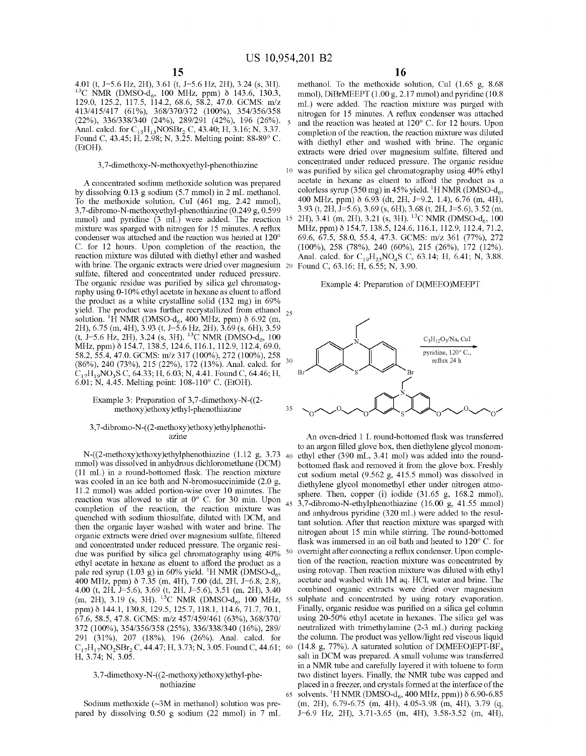4.01 (t, J=5.6 Hz, 2H), 3.61 (t, J=5.6 Hz, 2H), 3.24 (s, 3H). $^{13}$C NMR (DMSO-$d_6$, 100 MHz, ppm) δ 143.6, 130.3, 129.0, 125.2, 117.5, 114.2, 68.6, 58.2, 47.0. GCMS: m/z 413/415/417 (61%), 368/370/372 (100%), 354/356/358 (22%), 336/338/340 (24%), 289/291 (42%), 196 (26%). Anal. calcd. for $C_{15}H_{13}NOSBr_2$ C, 43.40; H, 3.16; N, 3.37. Found C, 43.45; H, 2.98; N, 3.25. Melting point: 88-89° C. (EtOH).

### 3,7-dimethoxy-N-methoxyethyl-phenothiazine

A concentrated sodium methoxide solution was prepared by dissolving 0.13 g sodium (5.7 mmol) in 2 mL methanol. To the methoxide solution, CuI (461 mg, 2.42 mmol), 3,7-dibromo-N-methoxyethyl-phenothiazine (0.249 g, 0.599 mmol) and pyridine (3 mL) were added. The reaction mixture was sparged with nitrogen for 15 minutes. A reflux condenser was attached and the reaction was heated at 120° C. for 12 hours. Upon completion of the reaction, the reaction mixture was diluted with diethyl ether and washed with brine. The organic extracts were dried over magnesium sulfate, filtered and concentrated under reduced pressure. The organic residue was purified by silica gel chromatography using 0-10% ethyl acetate in hexane as eluent to afford the product as a white crystalline solid (132 mg) in 69% yield. The product was further recrystallized from ethanol solution. $^1$H NMR (DMSO-$d_6$, 400 MHz, ppm) δ 6.92 (m, 2H), 6.75 (m, 4H), 3.93 (t, J=5.6 Hz, 2H), 3.69 (s, 6H), 3.59 (t, J=5.6 Hz, 2H), 3.24 (s, 3H). $^{13}$C NMR (DMSO-$d_6$, 100 MHz, ppm) δ 154.7, 138.5, 124.6, 116.1, 112.9, 112.4, 69.0, 58.2, 55.4, 47.0. GCMS: m/z 317 (100%), 272 (100%), 258 (86%), 240 (73%), 215 (22%), 172 (13%). Anal. calcd. for $C_{17}H_{19}NO_3S$ C, 64.33; H, 6.03; N, 4.41. Found C, 64.46; H, 6.01; N, 4.45. Melting point: 108-110° C. (EtOH).

## Example 3: Preparation of 3,7-dimethoxy-N-((2-methoxy)ethoxy)ethyl-phenothiazine

### 3,7-dibromo-N-((2-methoxy)ethoxy)ethylphenothiazine

N-((2-methoxy)ethoxy)ethylphenothiazine (1.12 g, 3.73 mmol) was dissolved in anhydrous dichloromethane (DCM) (11 mL) in a round-bottomed flask. The reaction mixture was cooled in an ice bath and N-bromosuccinimide (2.0 g, 11.2 mmol) was added portion-wise over 10 minutes. The reaction was allowed to stir at 0° C. for 30 min. Upon completion of the reaction, the reaction mixture was quenched with sodium thiosulfate, diluted with DCM, and then the organic layer washed with water and brine. The organic extracts were dried over magnesium sulfate, filtered and concentrated under reduced pressure. The organic residue was purified by silica gel chromatography using 40% ethyl acetate in hexane as eluent to afford the product as a pale red syrup (1.03 g) in 60% yield. $^1$H NMR (DMSO-$d_6$, 400 MHz, ppm) δ 7.35 (m, 4H), 7.00 (dd, 2H, J=6.8, 2.8), 4.00 (t, 2H, J=5.6), 3.69 (t, 2H, J=5.6), 3.51 (m, 2H), 3.40 (m, 2H), 3.19 (s, 3H). $^{13}$C NMR (DMSO-$d_6$, 100 MHz, ppm) δ 144.1, 130.8, 129.5, 125.7, 118.1, 114.6, 71.7, 70.1, 67.6, 58.5, 47.8. GCMS: m/z 457/459/461 (63%), 368/370/372 (100%), 354/356/358 (25%), 336/338/340 (16%), 289/291 (31%), 207 (18%), 196 (26%). Anal. calcd. for $C_{17}H_{17}NO_2SBr_2$ C, 44.47; H, 3.73; N, 3.05. Found C, 44.61; H, 3.74; N, 3.05.

### 3,7-dimethoxy-N-((2-methoxy)ethoxy)ethyl-phenothiazine

Sodium methoxide (~3M in methanol) solution was prepared by dissolving 0.50 g sodium (22 mmol) in 7 mL methanol. To the methoxide solution, CuI (1.65 g, 8.68 mmol), DiBrMEEPT (1.00 g, 2.17 mmol) and pyridine (10.8 mL) were added. The reaction mixture was purged with nitrogen for 15 minutes. A reflux condenser was attached and the reaction was heated at 120° C. for 12 hours. Upon completion of the reaction, the reaction mixture was diluted with diethyl ether and washed with brine. The organic extracts were dried over magnesium sulfate, filtered and concentrated under reduced pressure. The organic residue was purified by silica gel chromatography using 40% ethyl acetate in hexane as eluent to afford the product as a colorless syrup (350 mg) in 45% yield. $^1$H NMR (DMSO-$d_6$, 400 MHz, ppm) δ 6.93 (dt, 2H, J=9.2, 1.4), 6.76 (m, 4H), 3.93 (t, 2H, J=5.6), 3.69 (s, 6H), 3.68 (t, 2H, J=5.6), 3.52 (m, 2H), 3.41 (m, 2H), 3.21 (s, 3H). $^{13}$C NMR (DMSO-$d_6$, 100 MHz, ppm) δ 154.7, 138.5, 124.6, 116.1, 112.9, 112.4, 71.2, 69.6, 67.5, 58.0, 55.4, 47.3. GCMS: m/z 361 (77%), 272 (100%), 258 (78%), 240 (60%), 215 (26%), 172 (12%). Anal. calcd. for $C_{19}H_{23}NO_4S$ C, 63.14; H, 6.41; N, 3.88. Found C, 63.16; H, 6.55; N, 3.90.

## Example 4: Preparation of D(MEEO)MEEPT

(3,7-dibromo-N-ethylphenothiazine → [$C_5H_{12}O_3$/Na, CuI; pyridine, 120° C., reflux 24 h] → 3,7-bis(2-(2-methoxyethoxy)ethoxy)-N-ethylphenothiazine)

An oven-dried 1 L round-bottomed flask was transferred to an argon filled glove box, then diethylene glycol monomethyl ether (390 mL, 3.41 mol) was added into the round-bottomed flask and removed it from the glove box. Freshly cut sodium metal (9.562 g, 415.5 mmol) was dissolved in diethylene glycol monomethyl ether under nitrogen atmosphere. Then, copper (i) iodide (31.65 g, 168.2 mmol), 3,7-dibromo-N-ethylphenothiazine (16.00 g, 41.55 mmol) and anhydrous pyridine (320 mL) were added to the resultant solution. After that reaction mixture was sparged with nitrogen about 15 min while stirring. The round-bottomed flask was immersed in an oil bath and heated to 120° C. for overnight after connecting a reflux condenser. Upon completion of the reaction, reaction mixture was concentrated by using rotovap. Then reaction mixture was diluted with ethyl acetate and washed with 1M aq. HCl, water and brine. The combined organic extracts were dried over magnesium sulphate and concentrated by using rotary evaporation. Finally, organic residue was purified on a silica gel column using 20-50% ethyl acetate in hexanes. The silica gel was neutralized with trimethylamine (2-3 mL) during packing the column. The product was yellow/light red viscous liquid (14.8 g, 77%). A saturated solution of D(MEEO)EPT-$BF_4$ salt in DCM was prepared. A small volume was transferred in a NMR tube and carefully layered it with toluene to form two distinct layers. Finally, the NMR tube was capped and placed in a freezer, and crystals formed at the interface of the solvents. $^1$H NMR (DMSO-$d_6$, 400 MHz, ppm)) δ 6.90-6.85 (m, 2H), 6.79-6.75 (m, 4H), 4.05-3.98 (m, 4H), 3.79 (q, J=6.9 Hz, 2H), 3.71-3.65 (m, 4H), 3.58-3.52 (m, 4H),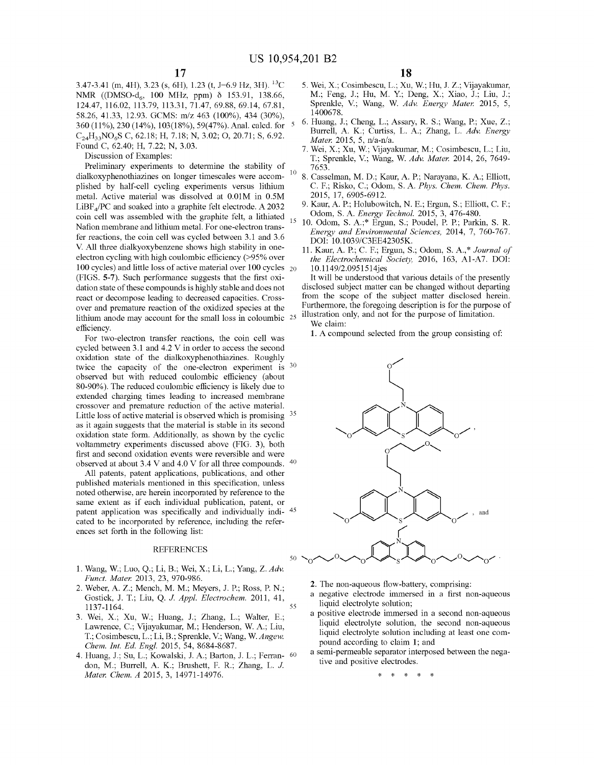3.47-3.41 (m, 4H), 3.23 (s, 6H), 1.23 (t, J=6.9 Hz, 3H). $^{13}C$ NMR ((DMSO-$d_6$, 100 MHz, ppm) δ 153.91, 138.66, 124.47, 116.02, 113.79, 113.31, 71.47, 69.88, 69.14, 67.81, 58.26, 41.33, 12.93. GCMS: m/z 463 (100%), 434 (30%), 360 (11%), 230 (14%), 103(18%), 59(47%). Anal. calcd. for $C_{24}H_{33}NO_6S$ C, 62.18; H, 7.18; N, 3.02; O, 20.71; S, 6.92. Found C, 62.40; H, 7.22; N, 3.03.

Discussion of Examples:

Preliminary experiments to determine the stability of dialkoxyphenothiazines on longer timescales were accomplished by half-cell cycling experiments versus lithium metal. Active material was dissolved at 0.01M in 0.5M $LiBF_4$/PC and soaked into a graphite felt electrode. A 2032 coin cell was assembled with the graphite felt, a lithiated Nafion membrane and lithium metal. For one-electron transfer reactions, the coin cell was cycled between 3.1 and 3.6 V. All three dialkyoxybenzene shows high stability in one-electron cycling with high coulombic efficiency (>95% over 100 cycles) and little loss of active material over 100 cycles (FIGS. 5-7). Such performance suggests that the first oxidation state of these compounds is highly stable and does not react or decompose leading to decreased capacities. Crossover and premature reaction of the oxidized species at the lithium anode may account for the small loss in coloumbic efficiency.

For two-electron transfer reactions, the coin cell was cycled between 3.1 and 4.2 V in order to access the second oxidation state of the dialkoxyphenothiazines. Roughly twice the capacity of the one-electron experiment is observed but with reduced coulombic efficiency (about 80-90%). The reduced coulombic efficiency is likely due to extended charging times leading to increased membrane crossover and premature reduction of the active material. Little loss of active material is observed which is promising as it again suggests that the material is stable in its second oxidation state form. Additionally, as shown by the cyclic voltammetry experiments discussed above (FIG. 3), both first and second oxidation events were reversible and were observed at about 3.4 V and 4.0 V for all three compounds.

All patents, patent applications, publications, and other published materials mentioned in this specification, unless noted otherwise, are herein incorporated by reference to the same extent as if each individual publication, patent, or patent application was specifically and individually indicated to be incorporated by reference, including the references set forth in the following list:

## REFERENCES

1. Wang, W.; Luo, Q.; Li, B.; Wei, X.; Li, L.; Yang, Z. *Adv. Funct. Mater.* 2013, 23, 970-986.
2. Weber, A. Z.; Mench, M. M.; Meyers, J. P.; Ross, P. N.; Gostick, J. T.; Liu, Q. *J. Appl. Electrochem.* 2011, 41, 1137-1164.
3. Wei, X.; Xu, W.; Huang, J.; Zhang, L.; Walter, E.; Lawrence, C.; Vijayakumar, M.; Henderson, W. A.; Liu, T.; Cosimbescu, L.; Li, B.; Sprenkle, V.; Wang, W. *Angew. Chem. Int. Ed. Engl.* 2015, 54, 8684-8687.
4. Huang, J.; Su, L.; Kowalski, J. A.; Barton, J. L.; Ferrandon, M.; Burrell, A. K.; Brushett, F. R.; Zhang, L. *J. Mater. Chem. A* 2015, 3, 14971-14976.
5. Wei, X.; Cosimbescu, L.; Xu, W.; Hu, J. Z.; Vijayakumar, M.; Feng, J.; Hu, M. Y.; Deng, X.; Xiao, J.; Liu, J.; Sprenkle, V.; Wang, W. *Adv. Energy Mater.* 2015, 5, 1400678.
6. Huang, J.; Cheng, L.; Assary, R. S.; Wang, P.; Xue, Z.; Burrell, A. K.; Curtiss, L. A.; Zhang, L. *Adv. Energy Mater.* 2015, 5, n/a-n/a.
7. Wei, X.; Xu, W.; Vijayakumar, M.; Cosimbescu, L.; Liu, T.; Sprenkle, V.; Wang, W. *Adv. Mater.* 2014, 26, 7649-7653.
8. Casselman, M. D.; Kaur, A. P.; Narayana, K. A.; Elliott, C. F.; Risko, C.; Odom, S. A. *Phys. Chem. Chem. Phys.* 2015, 17, 6905-6912.
9. Kaur, A. P.; Holubowitch, N. E.; Ergun, S.; Elliott, C. F.; Odom, S. A. *Energy Technol.* 2015, 3, 476-480.
10. Odom, S. A.;* Ergun, S.; Poudel, P. P.; Parkin, S. R. *Energy and Environmental Sciences,* 2014, 7, 760-767. DOI: 10.1039/C3EE42305K.
11. Kaur, A. P.; C. F.; Ergun, S.; Odom, S. A.,* *Journal of the Electrochemical Society,* 2016, 163, A1-A7. DOI: 10.1149/2.0951514jes

It will be understood that various details of the presently disclosed subject matter can be changed without departing from the scope of the subject matter disclosed herein. Furthermore, the foregoing description is for the purpose of illustration only, and not for the purpose of limitation.

We claim:

1. A compound selected from the group consisting of:

, , and .

2. The non-aqueous flow-battery, comprising:
   - a negative electrode immersed in a first non-aqueous liquid electrolyte solution;
   - a positive electrode immersed in a second non-aqueous liquid electrolyte solution, the second non-aqueous liquid electrolyte solution including at least one compound according to claim 1; and
   - a semi-permeable separator interposed between the negative and positive electrodes.

\* \* \* \* \*